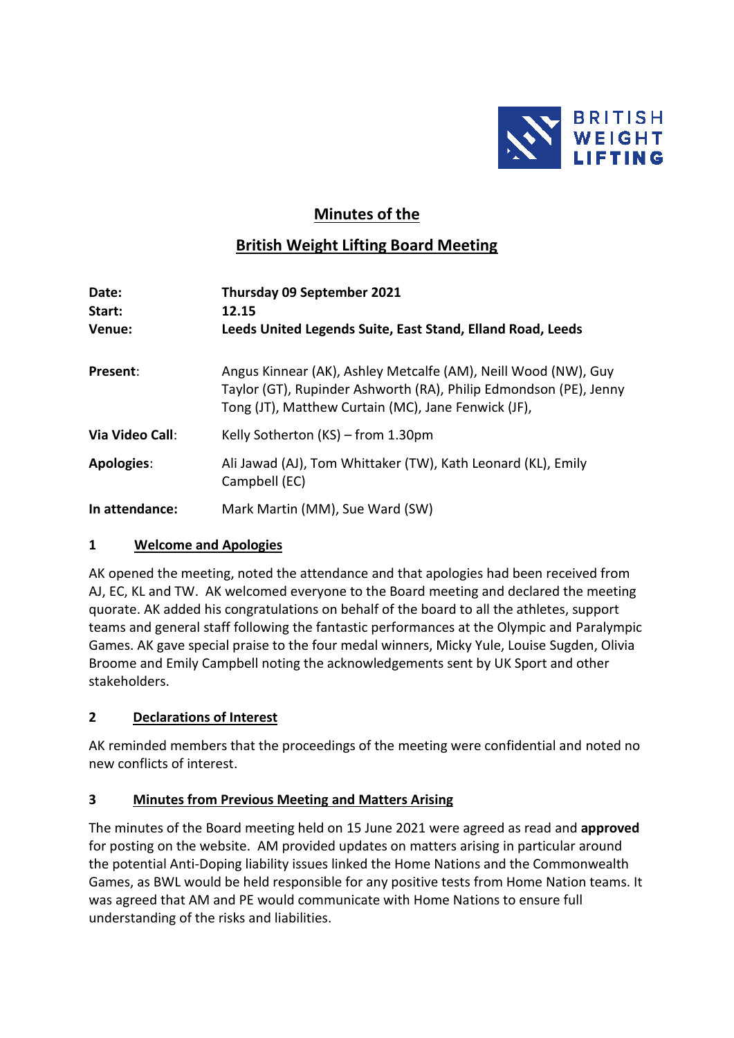# Minutes of the

## British Weight Lifting Board Meeting

| | |
|---|---|
| **Date:** | **Thursday 09 September 2021** |
| **Start:** | **12.15** |
| **Venue:** | **Leeds United Legends Suite, East Stand, Elland Road, Leeds** |
| **Present**: | Angus Kinnear (AK), Ashley Metcalfe (AM), Neill Wood (NW), Guy Taylor (GT), Rupinder Ashworth (RA), Philip Edmondson (PE), Jenny Tong (JT), Matthew Curtain (MC), Jane Fenwick (JF), |
| **Via Video Call**: | Kelly Sotherton (KS) – from 1.30pm |
| **Apologies**: | Ali Jawad (AJ), Tom Whittaker (TW), Kath Leonard (KL), Emily Campbell (EC) |
| **In attendance:** | Mark Martin (MM), Sue Ward (SW) |

### 1 Welcome and Apologies

AK opened the meeting, noted the attendance and that apologies had been received from AJ, EC, KL and TW. AK welcomed everyone to the Board meeting and declared the meeting quorate. AK added his congratulations on behalf of the board to all the athletes, support teams and general staff following the fantastic performances at the Olympic and Paralympic Games. AK gave special praise to the four medal winners, Micky Yule, Louise Sugden, Olivia Broome and Emily Campbell noting the acknowledgements sent by UK Sport and other stakeholders.

### 2 Declarations of Interest

AK reminded members that the proceedings of the meeting were confidential and noted no new conflicts of interest.

### 3 Minutes from Previous Meeting and Matters Arising

The minutes of the Board meeting held on 15 June 2021 were agreed as read and **approved** for posting on the website. AM provided updates on matters arising in particular around the potential Anti-Doping liability issues linked the Home Nations and the Commonwealth Games, as BWL would be held responsible for any positive tests from Home Nation teams. It was agreed that AM and PE would communicate with Home Nations to ensure full understanding of the risks and liabilities.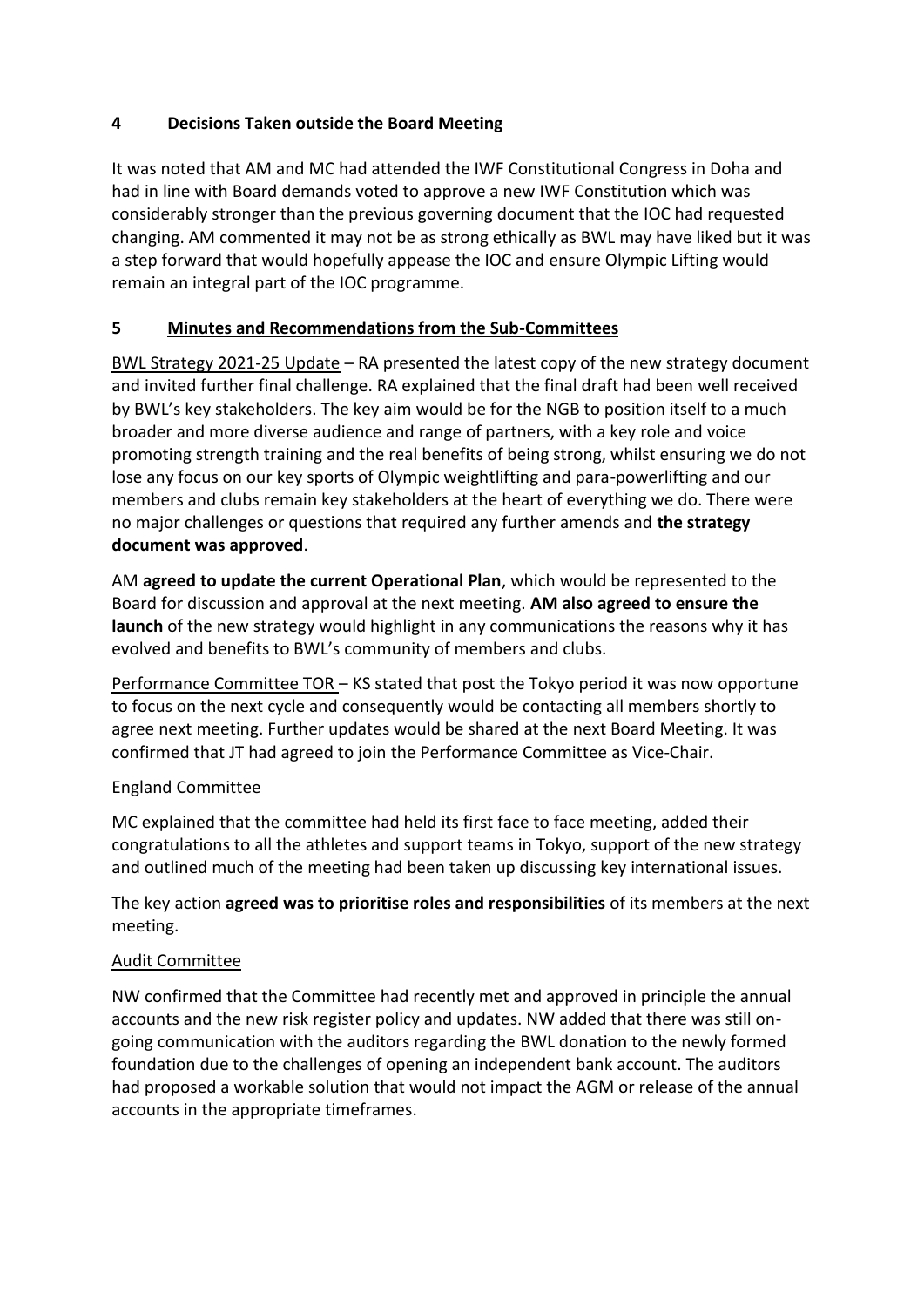## 4 Decisions Taken outside the Board Meeting

It was noted that AM and MC had attended the IWF Constitutional Congress in Doha and had in line with Board demands voted to approve a new IWF Constitution which was considerably stronger than the previous governing document that the IOC had requested changing. AM commented it may not be as strong ethically as BWL may have liked but it was a step forward that would hopefully appease the IOC and ensure Olympic Lifting would remain an integral part of the IOC programme.

## 5 Minutes and Recommendations from the Sub-Committees

BWL Strategy 2021-25 Update – RA presented the latest copy of the new strategy document and invited further final challenge. RA explained that the final draft had been well received by BWL's key stakeholders. The key aim would be for the NGB to position itself to a much broader and more diverse audience and range of partners, with a key role and voice promoting strength training and the real benefits of being strong, whilst ensuring we do not lose any focus on our key sports of Olympic weightlifting and para-powerlifting and our members and clubs remain key stakeholders at the heart of everything we do. There were no major challenges or questions that required any further amends and **the strategy document was approved**.

AM **agreed to update the current Operational Plan**, which would be represented to the Board for discussion and approval at the next meeting. **AM also agreed to ensure the launch** of the new strategy would highlight in any communications the reasons why it has evolved and benefits to BWL's community of members and clubs.

Performance Committee TOR – KS stated that post the Tokyo period it was now opportune to focus on the next cycle and consequently would be contacting all members shortly to agree next meeting. Further updates would be shared at the next Board Meeting. It was confirmed that JT had agreed to join the Performance Committee as Vice-Chair.

England Committee

MC explained that the committee had held its first face to face meeting, added their congratulations to all the athletes and support teams in Tokyo, support of the new strategy and outlined much of the meeting had been taken up discussing key international issues.

The key action **agreed was to prioritise roles and responsibilities** of its members at the next meeting.

Audit Committee

NW confirmed that the Committee had recently met and approved in principle the annual accounts and the new risk register policy and updates. NW added that there was still on-going communication with the auditors regarding the BWL donation to the newly formed foundation due to the challenges of opening an independent bank account. The auditors had proposed a workable solution that would not impact the AGM or release of the annual accounts in the appropriate timeframes.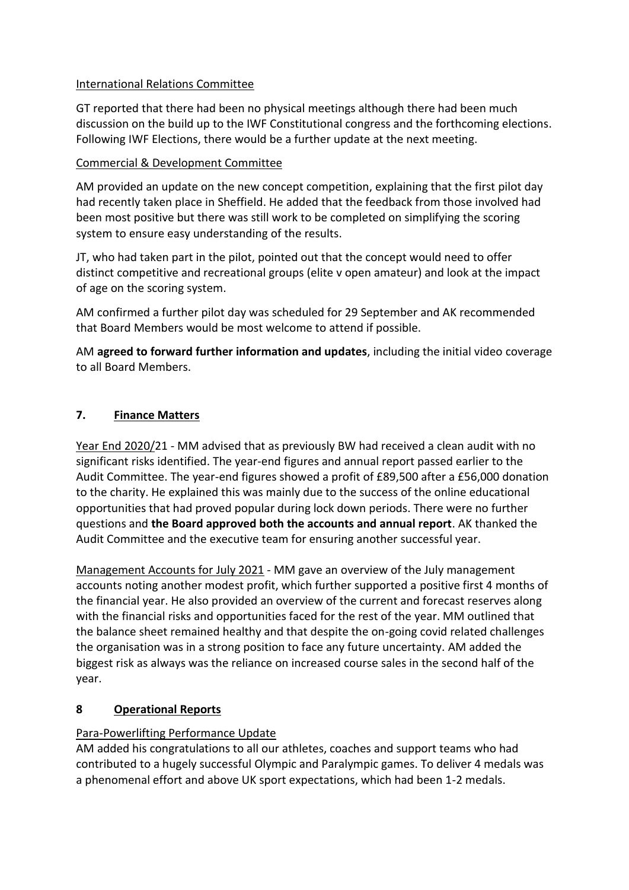International Relations Committee

GT reported that there had been no physical meetings although there had been much discussion on the build up to the IWF Constitutional congress and the forthcoming elections. Following IWF Elections, there would be a further update at the next meeting.

Commercial & Development Committee

AM provided an update on the new concept competition, explaining that the first pilot day had recently taken place in Sheffield. He added that the feedback from those involved had been most positive but there was still work to be completed on simplifying the scoring system to ensure easy understanding of the results.

JT, who had taken part in the pilot, pointed out that the concept would need to offer distinct competitive and recreational groups (elite v open amateur) and look at the impact of age on the scoring system.

AM confirmed a further pilot day was scheduled for 29 September and AK recommended that Board Members would be most welcome to attend if possible.

AM **agreed to forward further information and updates**, including the initial video coverage to all Board Members.

## 7. Finance Matters

Year End 2020/21 - MM advised that as previously BW had received a clean audit with no significant risks identified. The year-end figures and annual report passed earlier to the Audit Committee. The year-end figures showed a profit of £89,500 after a £56,000 donation to the charity. He explained this was mainly due to the success of the online educational opportunities that had proved popular during lock down periods. There were no further questions and **the Board approved both the accounts and annual report**. AK thanked the Audit Committee and the executive team for ensuring another successful year.

Management Accounts for July 2021 - MM gave an overview of the July management accounts noting another modest profit, which further supported a positive first 4 months of the financial year. He also provided an overview of the current and forecast reserves along with the financial risks and opportunities faced for the rest of the year. MM outlined that the balance sheet remained healthy and that despite the on-going covid related challenges the organisation was in a strong position to face any future uncertainty. AM added the biggest risk as always was the reliance on increased course sales in the second half of the year.

## 8 Operational Reports

Para-Powerlifting Performance Update

AM added his congratulations to all our athletes, coaches and support teams who had contributed to a hugely successful Olympic and Paralympic games. To deliver 4 medals was a phenomenal effort and above UK sport expectations, which had been 1-2 medals.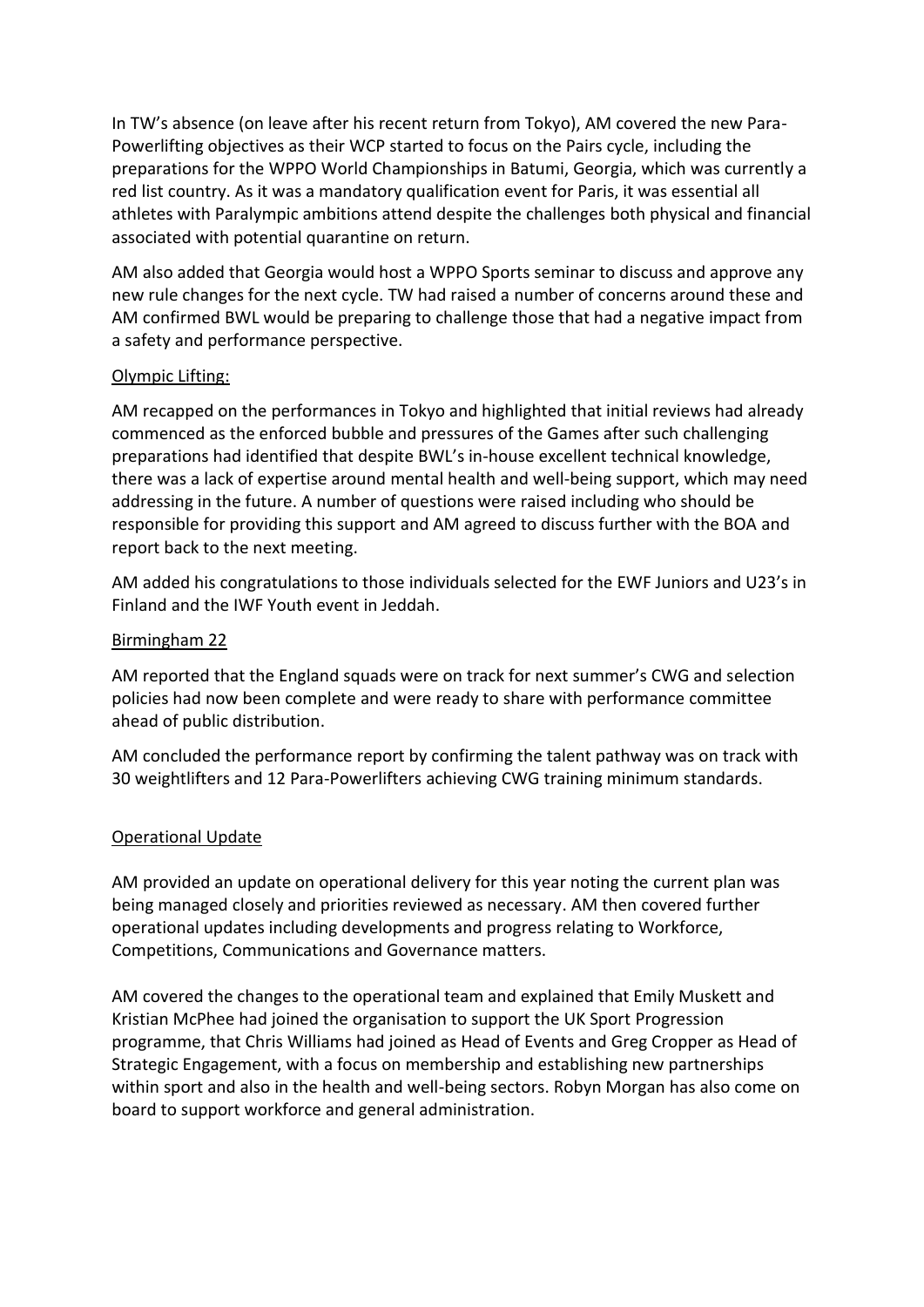In TW's absence (on leave after his recent return from Tokyo), AM covered the new Para-Powerlifting objectives as their WCP started to focus on the Pairs cycle, including the preparations for the WPPO World Championships in Batumi, Georgia, which was currently a red list country. As it was a mandatory qualification event for Paris, it was essential all athletes with Paralympic ambitions attend despite the challenges both physical and financial associated with potential quarantine on return.

AM also added that Georgia would host a WPPO Sports seminar to discuss and approve any new rule changes for the next cycle. TW had raised a number of concerns around these and AM confirmed BWL would be preparing to challenge those that had a negative impact from a safety and performance perspective.

<u>Olympic Lifting:</u>

AM recapped on the performances in Tokyo and highlighted that initial reviews had already commenced as the enforced bubble and pressures of the Games after such challenging preparations had identified that despite BWL's in-house excellent technical knowledge, there was a lack of expertise around mental health and well-being support, which may need addressing in the future. A number of questions were raised including who should be responsible for providing this support and AM agreed to discuss further with the BOA and report back to the next meeting.

AM added his congratulations to those individuals selected for the EWF Juniors and U23's in Finland and the IWF Youth event in Jeddah.

<u>Birmingham 22</u>

AM reported that the England squads were on track for next summer's CWG and selection policies had now been complete and were ready to share with performance committee ahead of public distribution.

AM concluded the performance report by confirming the talent pathway was on track with 30 weightlifters and 12 Para-Powerlifters achieving CWG training minimum standards.

<u>Operational Update</u>

AM provided an update on operational delivery for this year noting the current plan was being managed closely and priorities reviewed as necessary. AM then covered further operational updates including developments and progress relating to Workforce, Competitions, Communications and Governance matters.

AM covered the changes to the operational team and explained that Emily Muskett and Kristian McPhee had joined the organisation to support the UK Sport Progression programme, that Chris Williams had joined as Head of Events and Greg Cropper as Head of Strategic Engagement, with a focus on membership and establishing new partnerships within sport and also in the health and well-being sectors. Robyn Morgan has also come on board to support workforce and general administration.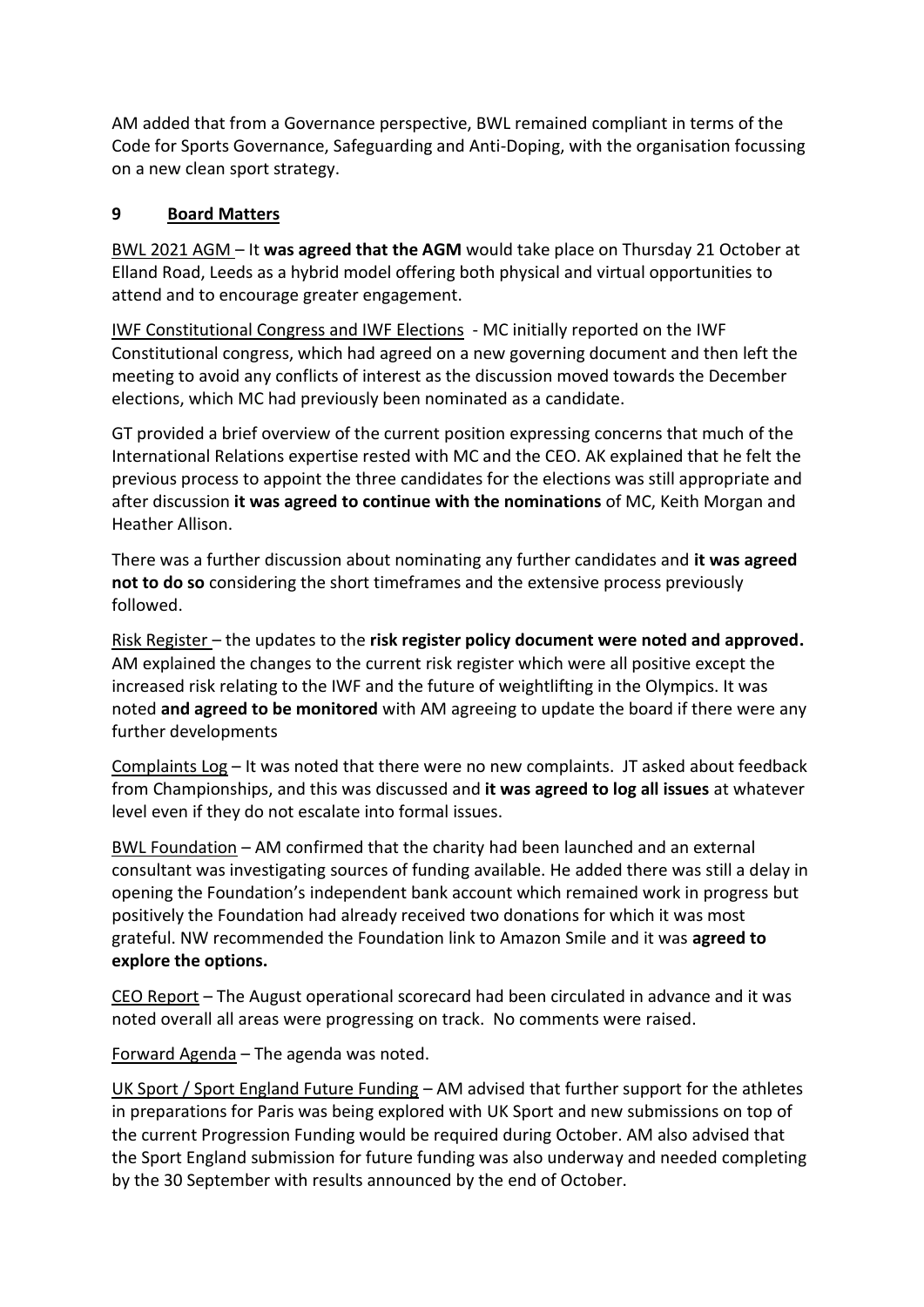AM added that from a Governance perspective, BWL remained compliant in terms of the Code for Sports Governance, Safeguarding and Anti-Doping, with the organisation focussing on a new clean sport strategy.

## 9 Board Matters

BWL 2021 AGM – It **was agreed that the AGM** would take place on Thursday 21 October at Elland Road, Leeds as a hybrid model offering both physical and virtual opportunities to attend and to encourage greater engagement.

IWF Constitutional Congress and IWF Elections - MC initially reported on the IWF Constitutional congress, which had agreed on a new governing document and then left the meeting to avoid any conflicts of interest as the discussion moved towards the December elections, which MC had previously been nominated as a candidate.

GT provided a brief overview of the current position expressing concerns that much of the International Relations expertise rested with MC and the CEO. AK explained that he felt the previous process to appoint the three candidates for the elections was still appropriate and after discussion **it was agreed to continue with the nominations** of MC, Keith Morgan and Heather Allison.

There was a further discussion about nominating any further candidates and **it was agreed not to do so** considering the short timeframes and the extensive process previously followed.

Risk Register – the updates to the **risk register policy document were noted and approved.** AM explained the changes to the current risk register which were all positive except the increased risk relating to the IWF and the future of weightlifting in the Olympics. It was noted **and agreed to be monitored** with AM agreeing to update the board if there were any further developments

Complaints Log – It was noted that there were no new complaints. JT asked about feedback from Championships, and this was discussed and **it was agreed to log all issues** at whatever level even if they do not escalate into formal issues.

BWL Foundation – AM confirmed that the charity had been launched and an external consultant was investigating sources of funding available. He added there was still a delay in opening the Foundation's independent bank account which remained work in progress but positively the Foundation had already received two donations for which it was most grateful. NW recommended the Foundation link to Amazon Smile and it was **agreed to explore the options.**

CEO Report – The August operational scorecard had been circulated in advance and it was noted overall all areas were progressing on track. No comments were raised.

Forward Agenda – The agenda was noted.

UK Sport / Sport England Future Funding – AM advised that further support for the athletes in preparations for Paris was being explored with UK Sport and new submissions on top of the current Progression Funding would be required during October. AM also advised that the Sport England submission for future funding was also underway and needed completing by the 30 September with results announced by the end of October.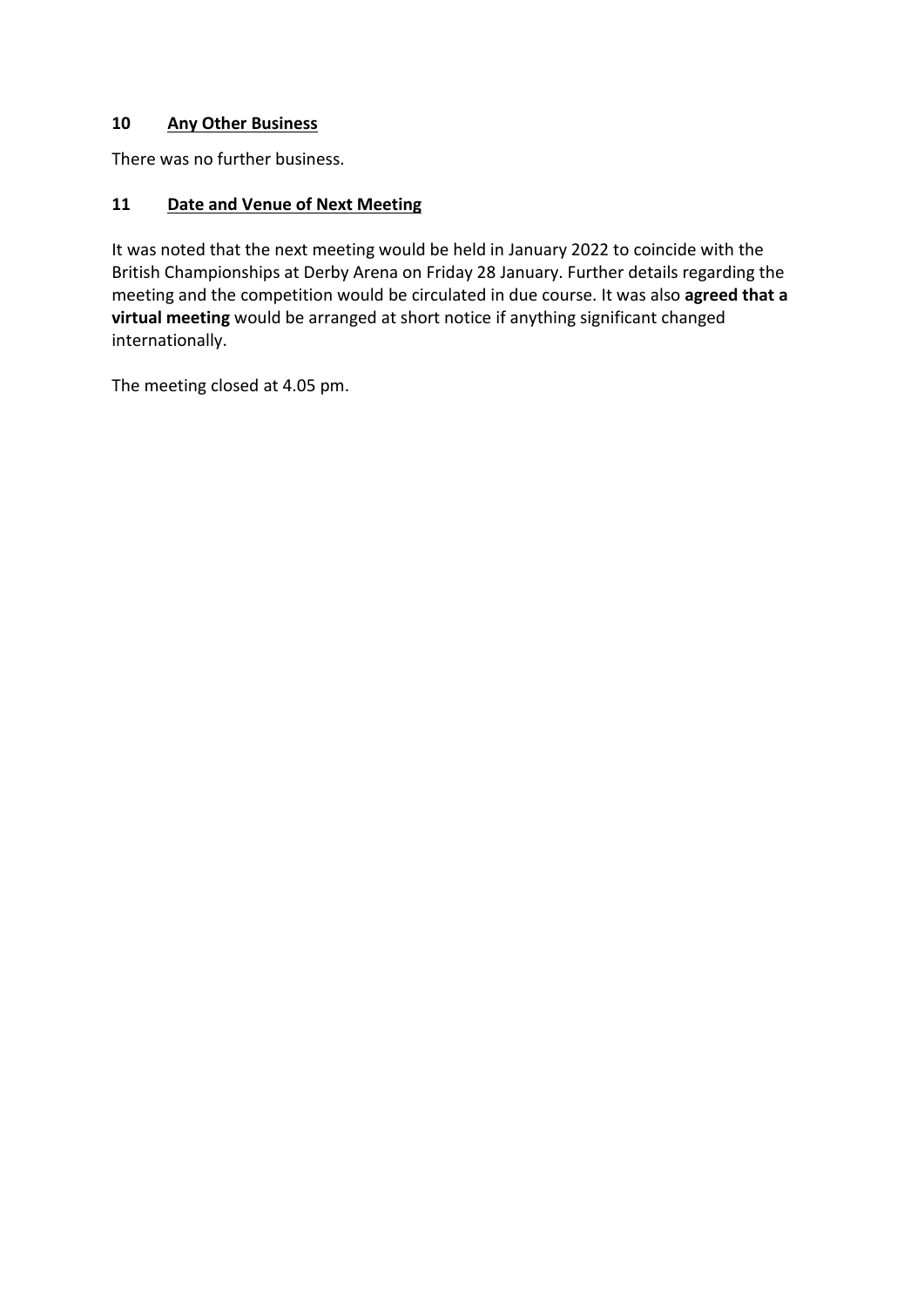## 10 Any Other Business

There was no further business.

## 11 Date and Venue of Next Meeting

It was noted that the next meeting would be held in January 2022 to coincide with the British Championships at Derby Arena on Friday 28 January. Further details regarding the meeting and the competition would be circulated in due course. It was also **agreed that a virtual meeting** would be arranged at short notice if anything significant changed internationally.

The meeting closed at 4.05 pm.